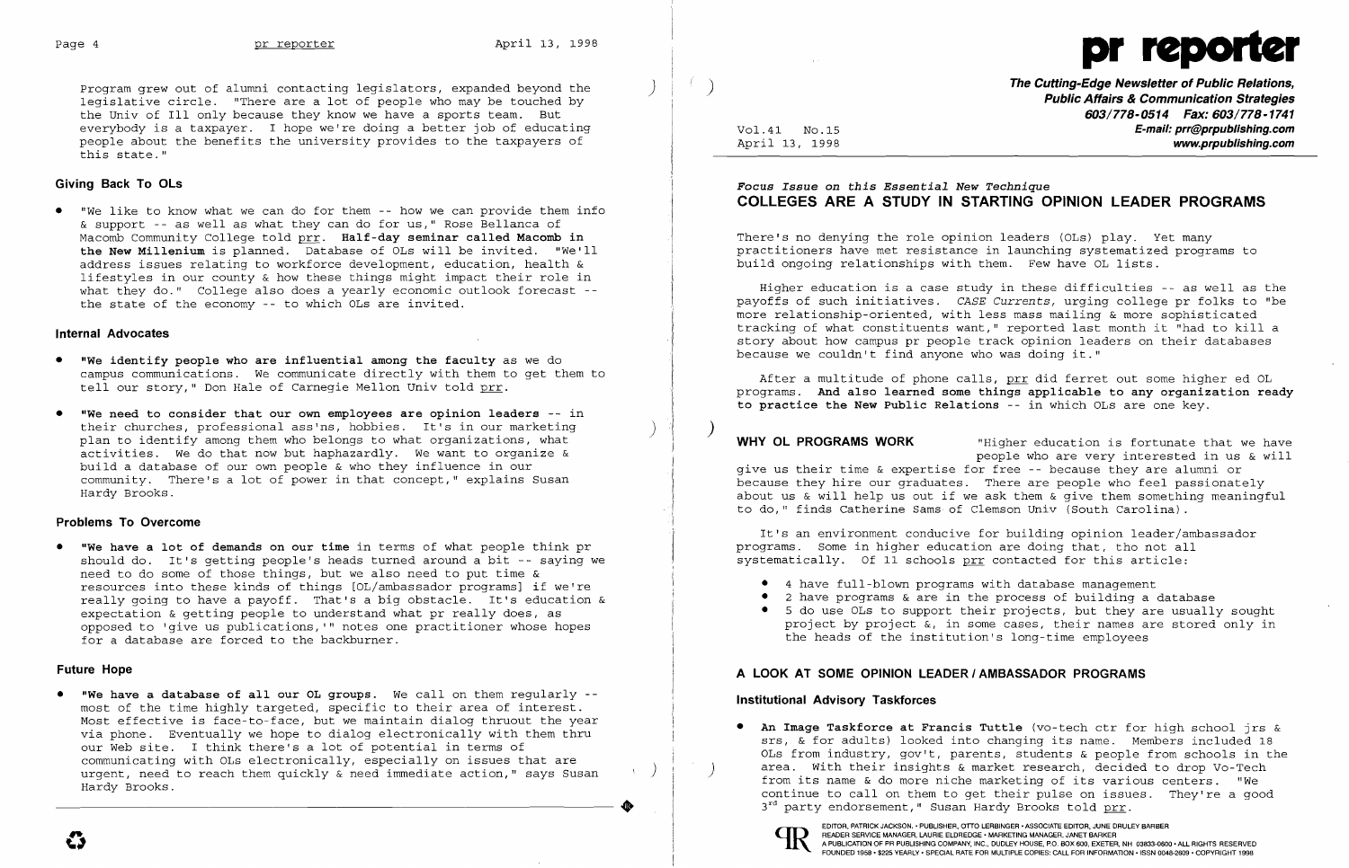Program grew out of alumni contacting legislators, expanded beyond the legislative circle. "There are a lot of people who may be touched by the Univ of Ill only because they know we have a sports team. But everybody is a taxpayer. I hope we're doing a better job of educating people about the benefits the university provides to the taxpayers of this state."

### Giving Back To OLs

- "We like to know what we can do for them -- how we can provide them info & support -- as well as what they can do for us," Rose Bellanca of Macomb Community College told prr. **Half-day seminar called Macomb in the New Millenium** is planned. Database of OLs will be invited. "We'll address issues relating to workforce development, education, health & lifestyles in our county & how these things might impact their role in what they do." College also does a yearly economic outlook forecast -- the state of the economy -- to which OLs are invited.

### Internal Advocates

- **"We identify people who are influential among the faculty** as we do campus communications. We communicate directly with them to get them to tell our story," Don Hale of Carnegie Mellon Univ told prr.
- **"We need to consider that our own employees are opinion leaders** -- in their churches, professional ass'ns, hobbies. It's in our marketing plan to identify among them who belongs to what organizations, what activities. We do that now but haphazardly. We want to organize & build a database of our own people & who they influence in our community. There's a lot of power in that concept," explains Susan Hardy Brooks.

### Problems To Overcome

- **"We have a lot of demands on our time** in terms of what people think pr should do. It's getting people's heads turned around a bit -- saying we need to do some of those things, but we also need to put time & resources into these kinds of things [OL/ambassador programs] if we're really going to have a payoff. That's a big obstacle. It's education & expectation & getting people to understand what pr really does, as opposed to 'give us publications,'" notes one practitioner whose hopes for a database are forced to the backburner.

### Future Hope

- **"We have a database of all our OL groups.** We call on them regularly -- most of the time highly targeted, specific to their area of interest. Most effective is face-to-face, but we maintain dialog thruout the year via phone. Eventually we hope to dialog electronically with them thru our Web site. I think there's a lot of potential in terms of communicating with OLs electronically, especially on issues that are urgent, need to reach them quickly & need immediate action," says Susan Hardy Brooks.

---

# pr reporter

**The Cutting-Edge Newsletter of Public Relations, Public Affairs & Communication Strategies**
**603/778-0514 Fax: 603/778-1741**
**E-mail: prr@prpublishing.com**
**www.prpublishing.com**

Vol.41 No.15
April 13, 1998

*Focus Issue on this Essential New Technique*

## COLLEGES ARE A STUDY IN STARTING OPINION LEADER PROGRAMS

There's no denying the role opinion leaders (OLs) play. Yet many practitioners have met resistance in launching systematized programs to build ongoing relationships with them. Few have OL lists.

Higher education is a case study in these difficulties -- as well as the payoffs of such initiatives. *CASE Currents*, urging college pr folks to "be more relationship-oriented, with less mass mailing & more sophisticated tracking of what constituents want," reported last month it "had to kill a story about how campus pr people track opinion leaders on their databases because we couldn't find anyone who was doing it."

After a multitude of phone calls, prr did ferret out some higher ed OL programs. **And also learned some things applicable to any organization ready to practice the New Public Relations** -- in which OLs are one key.

**WHY OL PROGRAMS WORK** "Higher education is fortunate that we have people who are very interested in us & will give us their time & expertise for free -- because they are alumni or because they hire our graduates. There are people who feel passionately about us & will help us out if we ask them & give them something meaningful to do," finds Catherine Sams of Clemson Univ (South Carolina).

It's an environment conducive for building opinion leader/ambassador programs. Some in higher education are doing that, tho not all systematically. Of 11 schools prr contacted for this article:

- 4 have full-blown programs with database management
- 2 have programs & are in the process of building a database
- 5 do use OLs to support their projects, but they are usually sought project by project &, in some cases, their names are stored only in the heads of the institution's long-time employees

## A LOOK AT SOME OPINION LEADER / AMBASSADOR PROGRAMS

### Institutional Advisory Taskforces

- **An Image Taskforce at Francis Tuttle** (vo-tech ctr for high school jrs & srs, & for adults) looked into changing its name. Members included 18 OLs from industry, gov't, parents, students & people from schools in the area. With their insights & market research, decided to drop Vo-Tech from its name & do more niche marketing of its various centers. "We continue to call on them to get their pulse on issues. They're a good 3rd party endorsement," Susan Hardy Brooks told prr.

EDITOR, PATRICK JACKSON • PUBLISHER, OTTO LERBINGER • ASSOCIATE EDITOR, JUNE DRULEY BARBER
READER SERVICE MANAGER, LAURIE ELDREDGE • MARKETING MANAGER, JANET BARKER
A PUBLICATION OF PR PUBLISHING COMPANY, INC., DUDLEY HOUSE, P.O. BOX 600, EXETER, NH 03833-0600 • ALL RIGHTS RESERVED
FOUNDED 1958 • $225 YEARLY • SPECIAL RATE FOR MULTIPLE COPIES: CALL FOR INFORMATION • ISSN 0048-2609 • COPYRIGHT 1998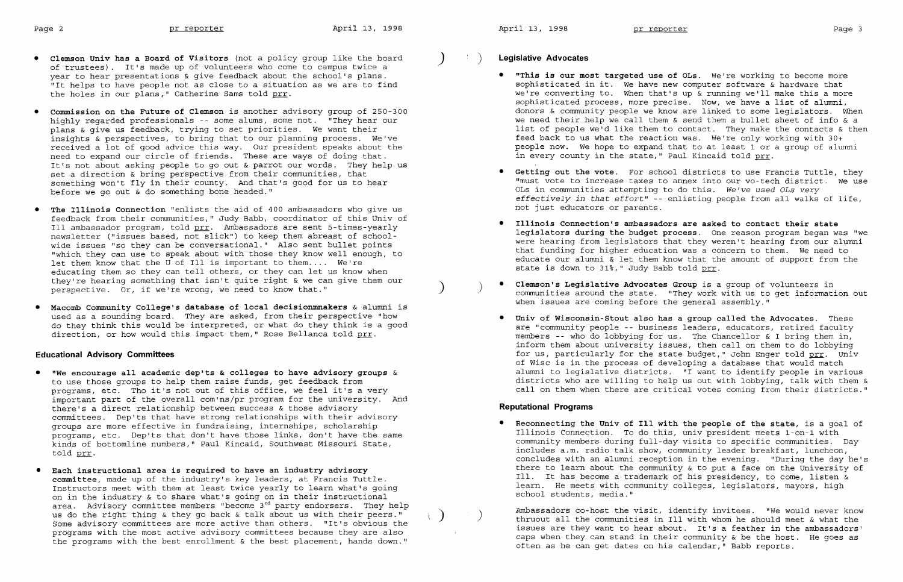- **Clemson Univ has a Board of Visitors** (not a policy group like the board of trustees). It's made up of volunteers who come to campus twice a year to hear presentations & give feedback about the school's plans. "It helps to have people not as close to a situation as we are to find the holes in our plans," Catherine Sams told prr.

- **Commission on the Future of Clemson** is another advisory group of 250-300 highly regarded professionals -- some alums, some not. "They hear our plans & give us feedback, trying to set priorities. We want their insights & perspectives, to bring that to our planning process. We've received a lot of good advice this way. Our president speaks about the need to expand our circle of friends. These are ways of doing that. It's not about asking people to go out & parrot our words. They help us set a direction & bring perspective from their communities, that something won't fly in their county. And that's good for us to hear before we go out & do something bone headed."

- **The Illinois Connection** "enlists the aid of 400 ambassadors who give us feedback from their communities," Judy Babb, coordinator of this Univ of Ill ambassador program, told prr. Ambassadors are sent 5-times-yearly newsletter ("issues based, not slick") to keep them abreast of school-wide issues "so they can be conversational." Also sent bullet points "which they can use to speak about with those they know well enough, to let them know that the U of Ill is important to them.... We're educating them so they can tell others, or they can let us know when they're hearing something that isn't quite right & we can give them our perspective. Or, if we're wrong, we need to know that."

- **Macomb Community College's database of local decisionmakers** & alumni is used as a sounding board. They are asked, from their perspective "how do they think this would be interpreted, or what do they think is a good direction, or how would this impact them," Rose Bellanca told prr.

## Educational Advisory Committees

- **"We encourage all academic dep'ts & colleges to have advisory groups** & to use those groups to help them raise funds, get feedback from programs, etc. Tho it's not out of this office, we feel it's a very important part of the overall com'ns/pr program for the university. And there's a direct relationship between success & those advisory committees. Dep'ts that have strong relationships with their advisory groups are more effective in fundraising, internships, scholarship programs, etc. Dep'ts that don't have those links, don't have the same kinds of bottomline numbers," Paul Kincaid, Southwest Missouri State, told prr.

- **Each instructional area is required to have an industry advisory committee**, made up of the industry's key leaders, at Francis Tuttle. Instructors meet with them at least twice yearly to learn what's going on in the industry & to share what's going on in their instructional area. Advisory committee members "become 3rd party endorsers. They help us do the right thing & they go back & talk about us with their peers." Some advisory committees are more active than others. "It's obvious the programs with the most active advisory committees because they are also the programs with the best enrollment & the best placement, hands down."

## Legislative Advocates

- **"This is our most targeted use of OLs**. We're working to become more sophisticated in it. We have new computer software & hardware that we're converting to. When that's up & running we'll make this a more sophisticated process, more precise. Now, we have a list of alumni, donors & community people we know are linked to some legislators. When we need their help we call them & send them a bullet sheet of info & a list of people we'd like them to contact. They make the contacts & then feed back to us what the reaction was. We're only working with 30+ people now. We hope to expand that to at least 1 or a group of alumni in every county in the state," Paul Kincaid told prr.

- **Getting out the vote**. For school districts to use Francis Tuttle, they "must vote to increase taxes to annex into our vo-tech district. We use OLs in communities attempting to do this. *We've used OLs very effectively in that effort*" -- enlisting people from all walks of life, not just educators or parents.

- **Illinois Connection's ambassadors are asked to contact their state legislators during the budget process**. One reason program began was "we were hearing from legislators that they weren't hearing from our alumni that funding for higher education was a concern to them. We need to educate our alumni & let them know that the amount of support from the state is down to 31%," Judy Babb told prr.

- **Clemson's Legislative Advocates Group** is a group of volunteers in communities around the state. "They work with us to get information out when issues are coming before the general assembly."

- **Univ of Wisconsin-Stout also has a group called the Advocates**. These are "community people -- business leaders, educators, retired faculty members -- who do lobbying for us. The Chancellor & I bring them in, inform them about university issues, then call on them to do lobbying for us, particularly for the state budget," John Enger told prr. Univ of Wisc is in the process of developing a database that would match alumni to legislative districts. "I want to identify people in various districts who are willing to help us out with lobbying, talk with them & call on them when there are critical votes coming from their districts."

## Reputational Programs

- **Reconnecting the Univ of Ill with the people of the state**, is a goal of Illinois Connection. To do this, univ president meets 1-on-1 with community members during full-day visits to specific communities. Day includes a.m. radio talk show, community leader breakfast, luncheon, concludes with an alumni reception in the evening. "During the day he's there to learn about the community & to put a face on the University of Ill. It has become a trademark of his presidency, to come, listen & learn. He meets with community colleges, legislators, mayors, high school students, media."

  Ambassadors co-host the visit, identify invitees. "We would never know thruout all the communities in Ill with whom he should meet & what the issues are they want to hear about. It's a feather in the ambassadors' caps when they can stand in their community & be the host. He goes as often as he can get dates on his calendar," Babb reports.